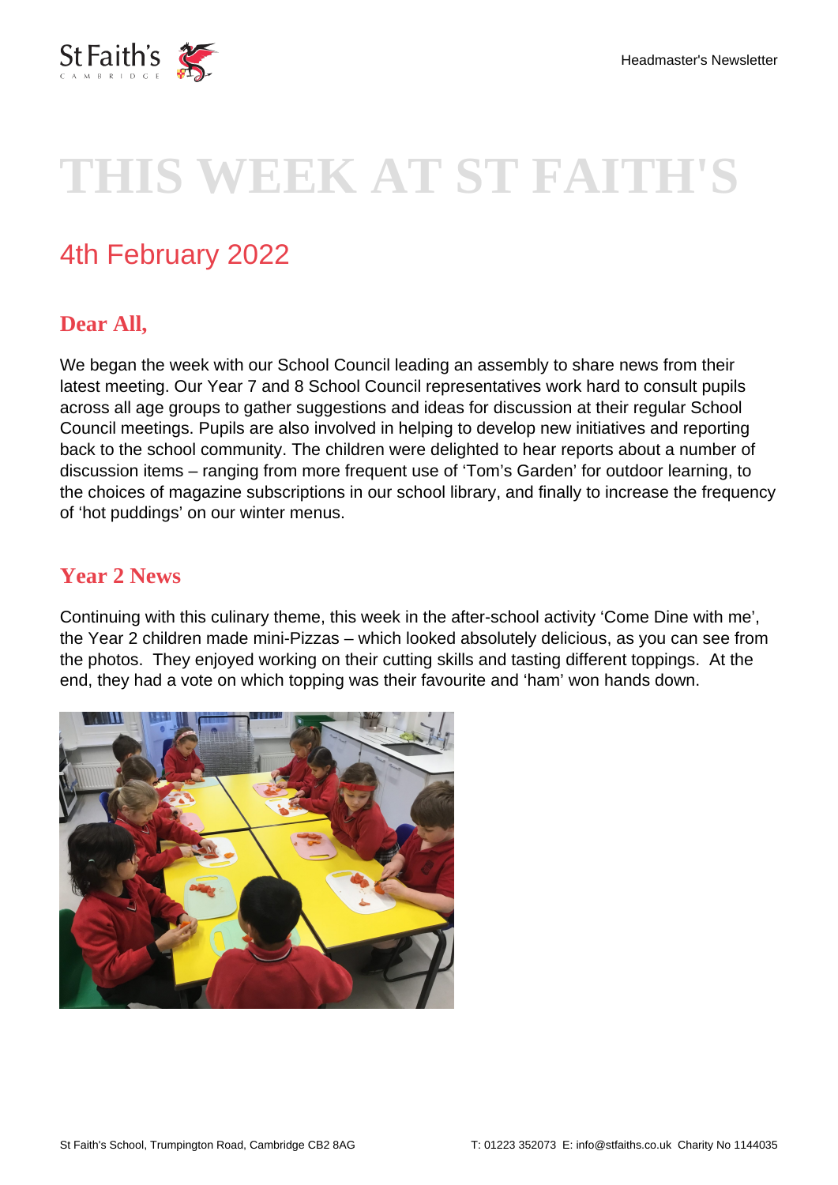# THIS WEEK AT ST FAITH'S

## 4th February 2022

### Dear All,

We began the week with our School Council leading an assembly to share news from their latest meeting. Our Year 7 and 8 School Council representatives work hard to consult pupils across all age groups to gather suggestions and ideas for discussion at their regular School Council meetings. Pupils are also involved in helping to develop new initiatives and reporting back to the school community. The children were delighted to hear reports about a number of discussion items – ranging from more frequent use of 'Tom's Garden' for outdoor learning, to the choices of magazine subscriptions in our school library, and finally to increase the frequency of 'hot puddings' on our winter menus.

### Year 2 News

Continuing with this culinary theme, this week in the after-school activity 'Come Dine with me', the Year 2 children made mini-Pizzas – which looked absolutely delicious, as you can see from the photos. They enjoyed working on their cutting skills and tasting different toppings. At the end, they had a vote on which topping was their favourite and 'ham' won hands down.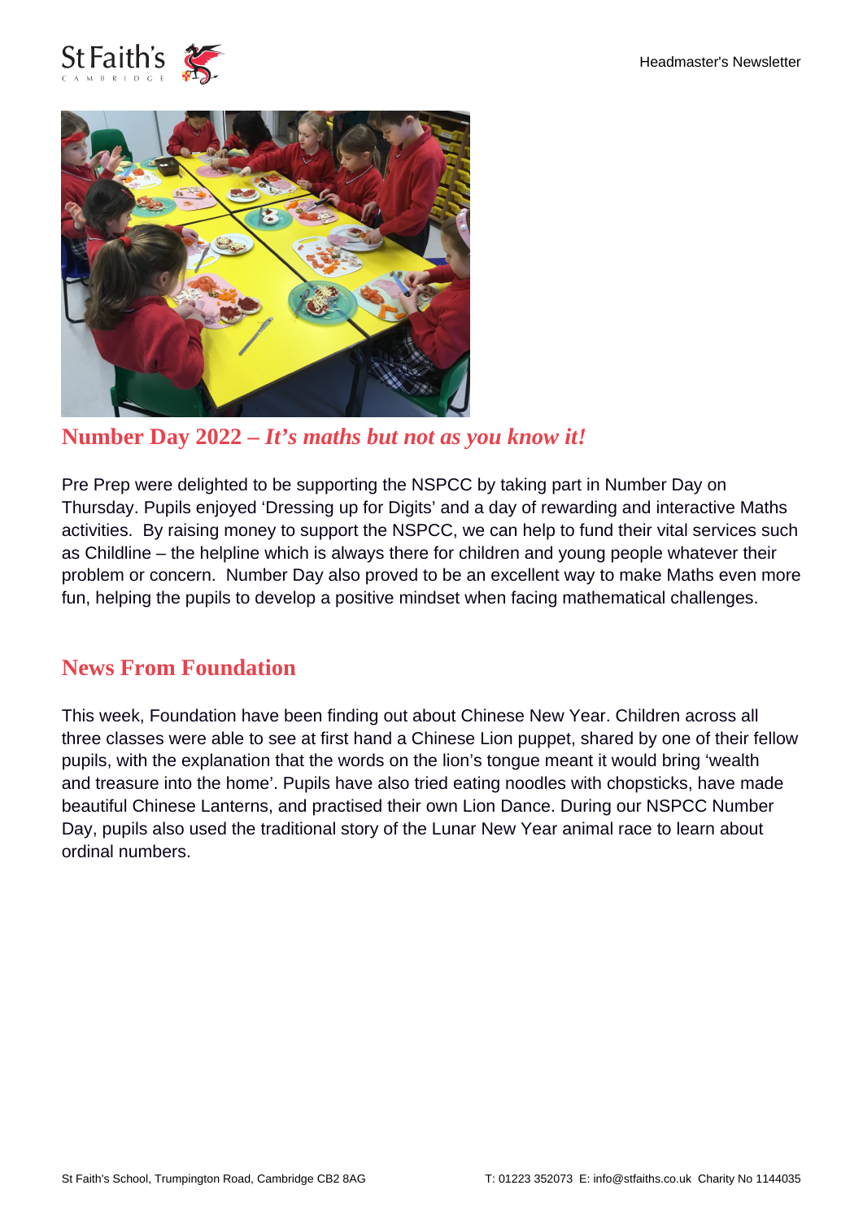## Number Day 2022 – *It's maths but not as you know it!*

Pre Prep were delighted to be supporting the NSPCC by taking part in Number Day on Thursday. Pupils enjoyed 'Dressing up for Digits' and a day of rewarding and interactive Maths activities. By raising money to support the NSPCC, we can help to fund their vital services such as Childline – the helpline which is always there for children and young people whatever their problem or concern. Number Day also proved to be an excellent way to make Maths even more fun, helping the pupils to develop a positive mindset when facing mathematical challenges.

## News From Foundation

This week, Foundation have been finding out about Chinese New Year. Children across all three classes were able to see at first hand a Chinese Lion puppet, shared by one of their fellow pupils, with the explanation that the words on the lion's tongue meant it would bring 'wealth and treasure into the home'. Pupils have also tried eating noodles with chopsticks, have made beautiful Chinese Lanterns, and practised their own Lion Dance. During our NSPCC Number Day, pupils also used the traditional story of the Lunar New Year animal race to learn about ordinal numbers.